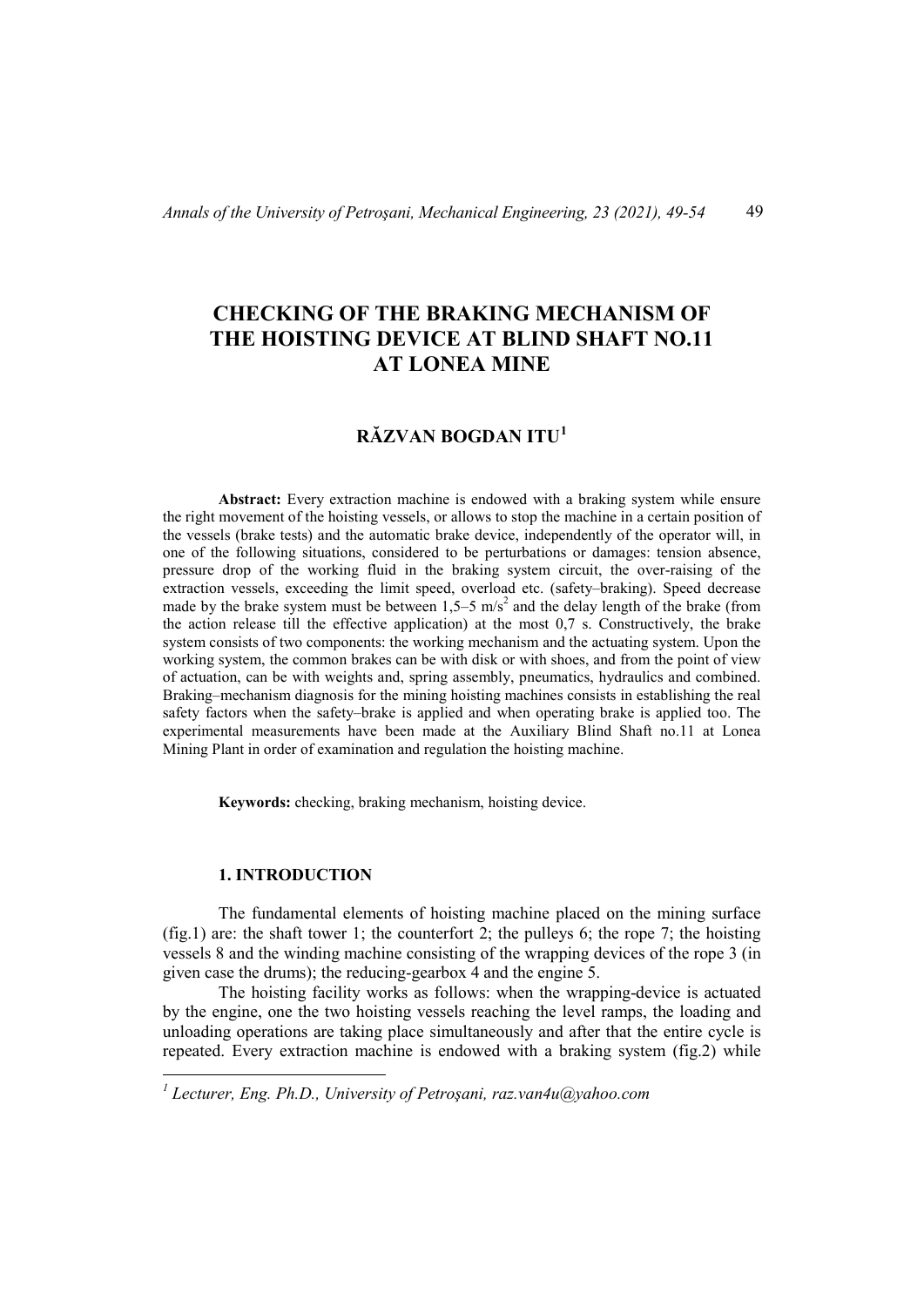# CHECKING OF THE BRAKING MECHANISM OF THE HOISTING DEVICE AT BLIND SHAFT NO.11 AT LONEA MINE

## RĂZVAN BOGDAN ITU[1]

**Abstract:** Every extraction machine is endowed with a braking system while ensure the right movement of the hoisting vessels, or allows to stop the machine in a certain position of the vessels (brake tests) and the automatic brake device, independently of the operator will, in one of the following situations, considered to be perturbations or damages: tension absence, pressure drop of the working fluid in the braking system circuit, the over-raising of the extraction vessels, exceeding the limit speed, overload etc. (safety–braking). Speed decrease made by the brake system must be between 1,5–5 m/s$^2$ and the delay length of the brake (from the action release till the effective application) at the most 0,7 s. Constructively, the brake system consists of two components: the working mechanism and the actuating system. Upon the working system, the common brakes can be with disk or with shoes, and from the point of view of actuation, can be with weights and, spring assembly, pneumatics, hydraulics and combined. Braking–mechanism diagnosis for the mining hoisting machines consists in establishing the real safety factors when the safety–brake is applied and when operating brake is applied too. The experimental measurements have been made at the Auxiliary Blind Shaft no.11 at Lonea Mining Plant in order of examination and regulation the hoisting machine.

**Keywords:** checking, braking mechanism, hoisting device.

### 1. INTRODUCTION

The fundamental elements of hoisting machine placed on the mining surface (fig.1) are: the shaft tower 1; the counterfort 2; the pulleys 6; the rope 7; the hoisting vessels 8 and the winding machine consisting of the wrapping devices of the rope 3 (in given case the drums); the reducing-gearbox 4 and the engine 5.

The hoisting facility works as follows: when the wrapping-device is actuated by the engine, one the two hoisting vessels reaching the level ramps, the loading and unloading operations are taking place simultaneously and after that the entire cycle is repeated. Every extraction machine is endowed with a braking system (fig.2) while

---

[1] *Lecturer, Eng. Ph.D., University of Petroşani, raz.van4u@yahoo.com*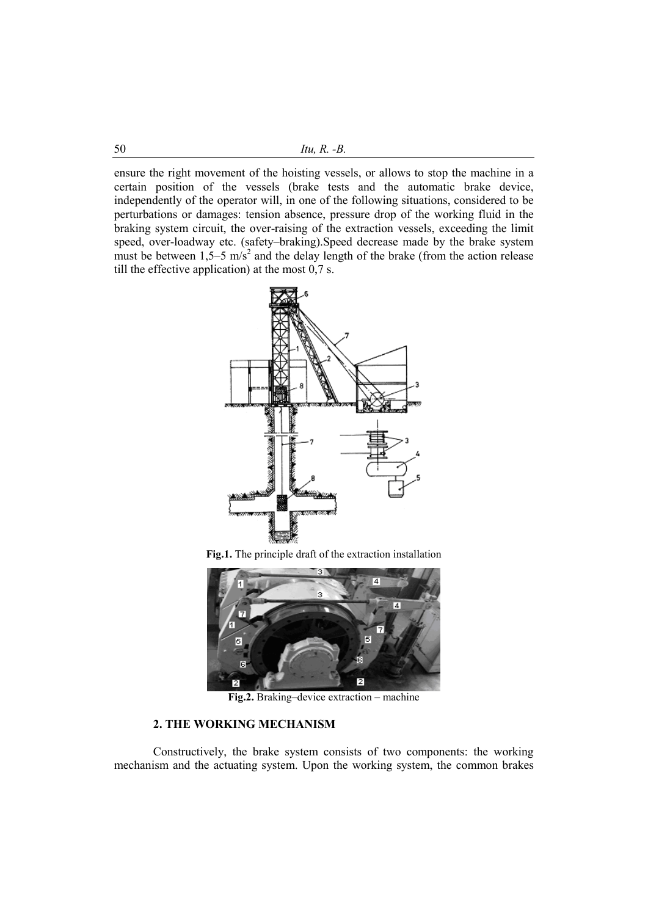ensure the right movement of the hoisting vessels, or allows to stop the machine in a certain position of the vessels (brake tests and the automatic brake device, independently of the operator will, in one of the following situations, considered to be perturbations or damages: tension absence, pressure drop of the working fluid in the braking system circuit, the over-raising of the extraction vessels, exceeding the limit speed, over-loadway etc. (safety–braking).Speed decrease made by the brake system must be between 1,5–5 m/s$^2$ and the delay length of the brake (from the action release till the effective application) at the most 0,7 s.

**Fig.1.** The principle draft of the extraction installation

**Fig.2.** Braking–device extraction – machine

### 2. THE WORKING MECHANISM

Constructively, the brake system consists of two components: the working mechanism and the actuating system. Upon the working system, the common brakes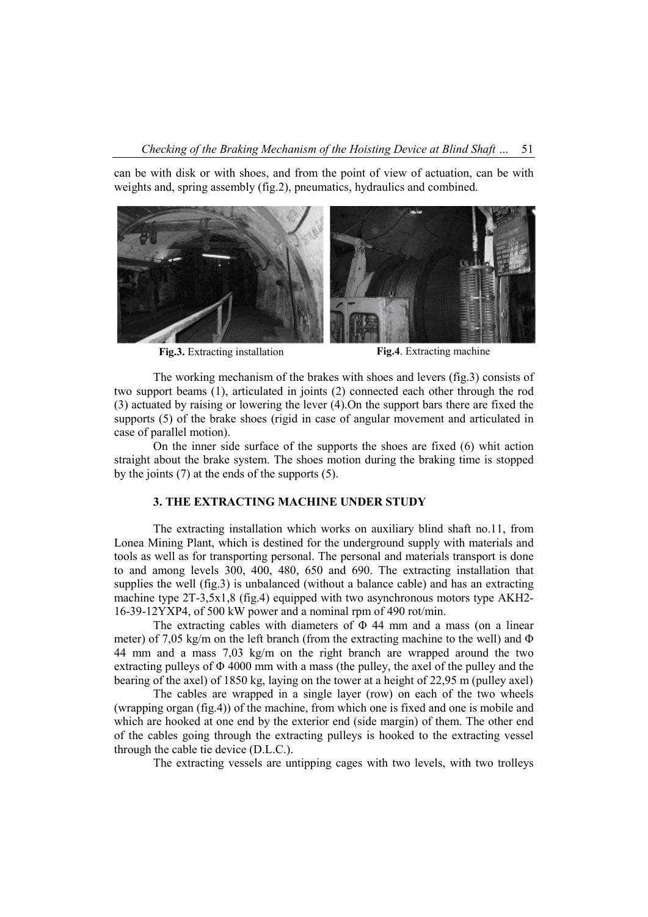can be with disk or with shoes, and from the point of view of actuation, can be with weights and, spring assembly (fig.2), pneumatics, hydraulics and combined.

**Fig.3.** Extracting installation

**Fig.4**. Extracting machine

The working mechanism of the brakes with shoes and levers (fig.3) consists of two support beams (1), articulated in joints (2) connected each other through the rod (3) actuated by raising or lowering the lever (4).On the support bars there are fixed the supports (5) of the brake shoes (rigid in case of angular movement and articulated in case of parallel motion).

On the inner side surface of the supports the shoes are fixed (6) whit action straight about the brake system. The shoes motion during the braking time is stopped by the joints (7) at the ends of the supports (5).

## 3. THE EXTRACTING MACHINE UNDER STUDY

The extracting installation which works on auxiliary blind shaft no.11, from Lonea Mining Plant, which is destined for the underground supply with materials and tools as well as for transporting personal. The personal and materials transport is done to and among levels 300, 400, 480, 650 and 690. The extracting installation that supplies the well (fig.3) is unbalanced (without a balance cable) and has an extracting machine type 2T-3,5x1,8 (fig.4) equipped with two asynchronous motors type AKH2-16-39-12YXP4, of 500 kW power and a nominal rpm of 490 rot/min.

The extracting cables with diameters of Φ 44 mm and a mass (on a linear meter) of 7,05 kg/m on the left branch (from the extracting machine to the well) and Φ 44 mm and a mass 7,03 kg/m on the right branch are wrapped around the two extracting pulleys of Φ 4000 mm with a mass (the pulley, the axel of the pulley and the bearing of the axel) of 1850 kg, laying on the tower at a height of 22,95 m (pulley axel)

The cables are wrapped in a single layer (row) on each of the two wheels (wrapping organ (fig.4)) of the machine, from which one is fixed and one is mobile and which are hooked at one end by the exterior end (side margin) of them. The other end of the cables going through the extracting pulleys is hooked to the extracting vessel through the cable tie device (D.L.C.).

The extracting vessels are untipping cages with two levels, with two trolleys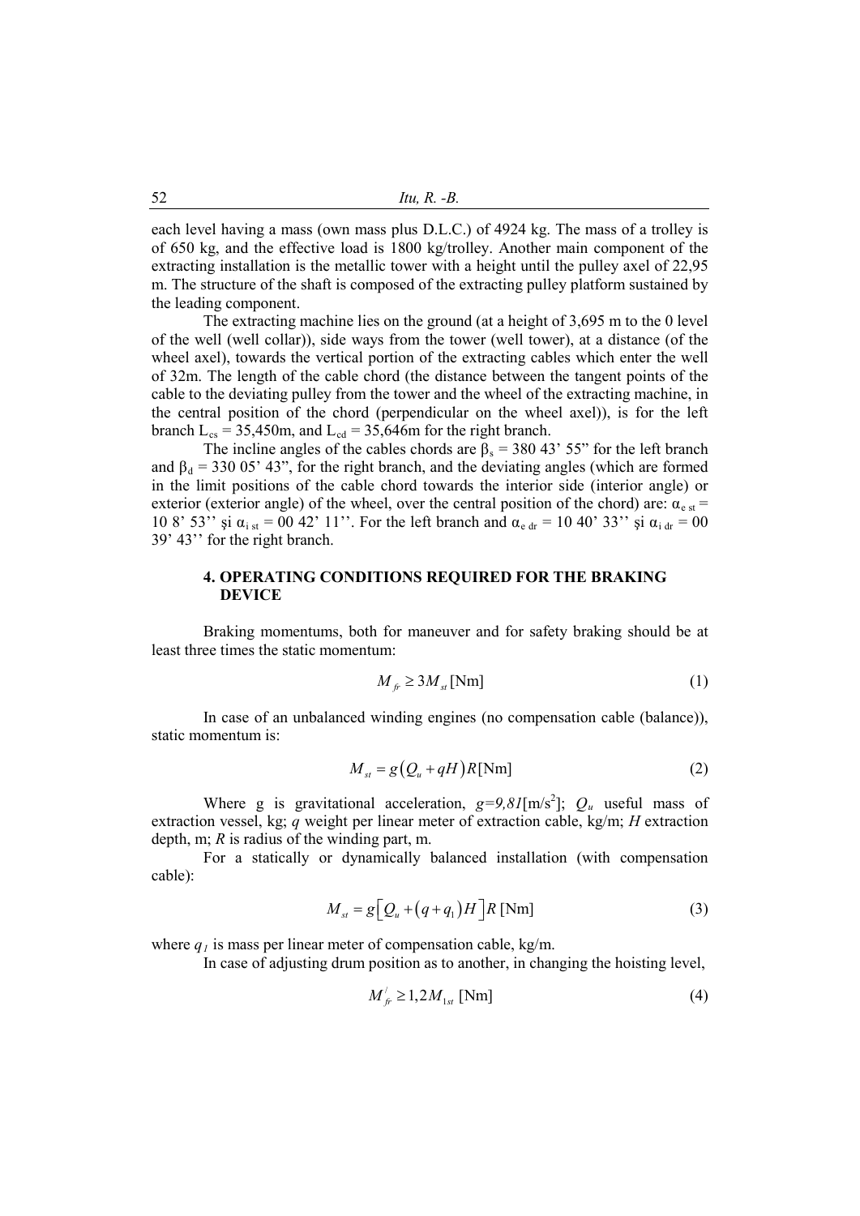each level having a mass (own mass plus D.L.C.) of 4924 kg. The mass of a trolley is of 650 kg, and the effective load is 1800 kg/trolley. Another main component of the extracting installation is the metallic tower with a height until the pulley axel of 22,95 m. The structure of the shaft is composed of the extracting pulley platform sustained by the leading component.

The extracting machine lies on the ground (at a height of 3,695 m to the 0 level of the well (well collar)), side ways from the tower (well tower), at a distance (of the wheel axel), towards the vertical portion of the extracting cables which enter the well of 32m. The length of the cable chord (the distance between the tangent points of the cable to the deviating pulley from the tower and the wheel of the extracting machine, in the central position of the chord (perpendicular on the wheel axel)), is for the left branch $L_{cs}$ = 35,450m, and $L_{cd}$ = 35,646m for the right branch.

The incline angles of the cables chords are $\beta_s$ = 380 43' 55" for the left branch and $\beta_d$ = 330 05' 43", for the right branch, and the deviating angles (which are formed in the limit positions of the cable chord towards the interior side (interior angle) or exterior (exterior angle) of the wheel, over the central position of the chord) are: $\alpha_{e\ st}$ = 10 8' 53'' şi $\alpha_{i\ st}$ = 00 42' 11''. For the left branch and $\alpha_{e\ dr}$ = 10 40' 33'' şi $\alpha_{i\ dr}$ = 00 39' 43'' for the right branch.

## 4. OPERATING CONDITIONS REQUIRED FOR THE BRAKING DEVICE

Braking momentums, both for maneuver and for safety braking should be at least three times the static momentum:

$$M_{fr} \geq 3M_{st}\,[\text{Nm}] \tag{1}$$

In case of an unbalanced winding engines (no compensation cable (balance)), static momentum is:

$$M_{st} = g\left(Q_u + qH\right)R\,[\text{Nm}] \tag{2}$$

Where g is gravitational acceleration, $g=9{,}81$[m/s$^2$]; $Q_u$ useful mass of extraction vessel, kg; $q$ weight per linear meter of extraction cable, kg/m; $H$ extraction depth, m; $R$ is radius of the winding part, m.

For a statically or dynamically balanced installation (with compensation cable):

$$M_{st} = g\left[Q_u + \left(q + q_1\right)H\right]R\,[\text{Nm}] \tag{3}$$

where $q_1$ is mass per linear meter of compensation cable, kg/m.

In case of adjusting drum position as to another, in changing the hoisting level,

$$M_{fr}^{/} \geq 1{,}2M_{1st}\,[\text{Nm}] \tag{4}$$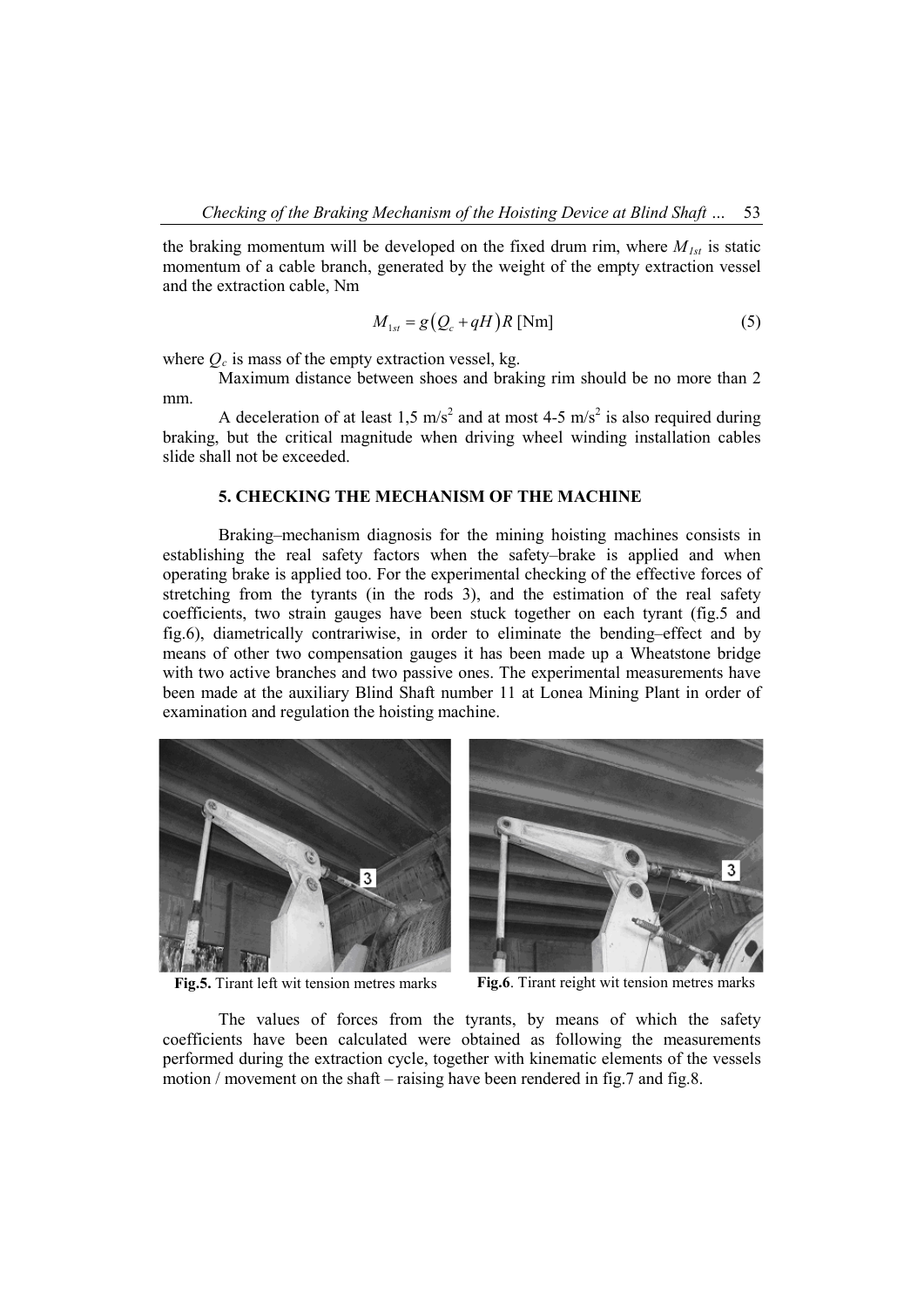the braking momentum will be developed on the fixed drum rim, where $M_{1st}$ is static momentum of a cable branch, generated by the weight of the empty extraction vessel and the extraction cable, Nm

$$M_{1st} = g\left(Q_c + qH\right)R \text{ [Nm]} \tag{5}$$

where $Q_c$ is mass of the empty extraction vessel, kg.

Maximum distance between shoes and braking rim should be no more than 2 mm.

A deceleration of at least 1,5 m/s$^2$ and at most 4-5 m/s$^2$ is also required during braking, but the critical magnitude when driving wheel winding installation cables slide shall not be exceeded.

## 5. CHECKING THE MECHANISM OF THE MACHINE

Braking–mechanism diagnosis for the mining hoisting machines consists in establishing the real safety factors when the safety–brake is applied and when operating brake is applied too. For the experimental checking of the effective forces of stretching from the tyrants (in the rods 3), and the estimation of the real safety coefficients, two strain gauges have been stuck together on each tyrant (fig.5 and fig.6), diametrically contrariwise, in order to eliminate the bending–effect and by means of other two compensation gauges it has been made up a Wheatstone bridge with two active branches and two passive ones. The experimental measurements have been made at the auxiliary Blind Shaft number 11 at Lonea Mining Plant in order of examination and regulation the hoisting machine.

**Fig.5.** Tirant left wit tension metres marks

**Fig.6**. Tirant reight wit tension metres marks

The values of forces from the tyrants, by means of which the safety coefficients have been calculated were obtained as following the measurements performed during the extraction cycle, together with kinematic elements of the vessels motion / movement on the shaft – raising have been rendered in fig.7 and fig.8.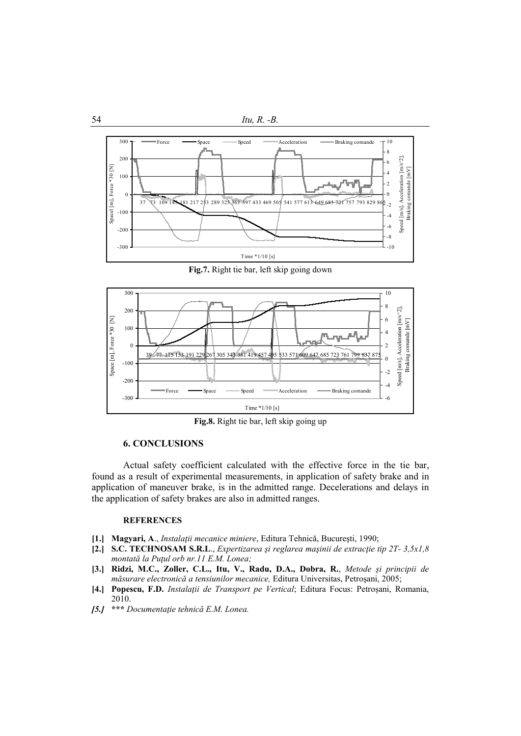Force
Space
Speed
Acceleration
Braking comande

300
200
100
0
-100
-200
-300

10
8
6
4
2
0
-2
-4
-6
-8
-10

37 73 109 145 181 217 253 289 325 361 397 433 469 505 541 577 613 649 685 721 757 793 829 865

Spacel [m], Force *30 [N]

Speed [m/s], Acceleration [m/s^2], Braking comande [mV]

Time *1/10 [s]

**Fig.7.** Right tie bar, left skip going down

300
200
100
0
-100
-200
-300

10
8
6
4
2
0
-2
-4
-6

39 77 115 153 191 229 267 305 343 381 419 457 495 533 571 609 647 685 723 761 799 837 875

Force
Space
Speed
Acceleration
Braking comande

Space [m], Force *30 [N]

Speed [m/s], Acceleration [m/s^2], Braking comande [mV]

Time *1/10 [s]

**Fig.8.** Right tie bar, left skip going up

## 6. CONCLUSIONS

Actual safety coefficient calculated with the effective force in the tie bar, found as a result of experimental measurements, in application of safety brake and in application of maneuver brake, is in the admitted range. Decelerations and delays in the application of safety brakes are also in admitted ranges.

### REFERENCES

- **[1.] Magyari, A**., *Instalaţii mecanice miniere*, Editura Tehnică, Bucureşti, 1990;
- **[2.] S.C. TECHNOSAM S.R.L**., *Expertizarea şi reglarea maşinii de extracţie tip 2T- 3,5x1,8 montată la Puţul orb nr.11 E.M. Lonea;*
- **[3.] Ridzi, M.C., Zoller, C.L., Itu, V., Radu, D.A., Dobra, R.**, *Metode şi principii de măsurare electronică a tensiunilor mecanice,* Editura Universitas, Petroşani, 2005;
- **[4.] Popescu, F.D.** *Instalații de Transport pe Vertical*; Editura Focus: Petroșani, Romania, 2010.
- ***[5.] \*\*\* Documentaţie tehnică E.M. Lonea.***